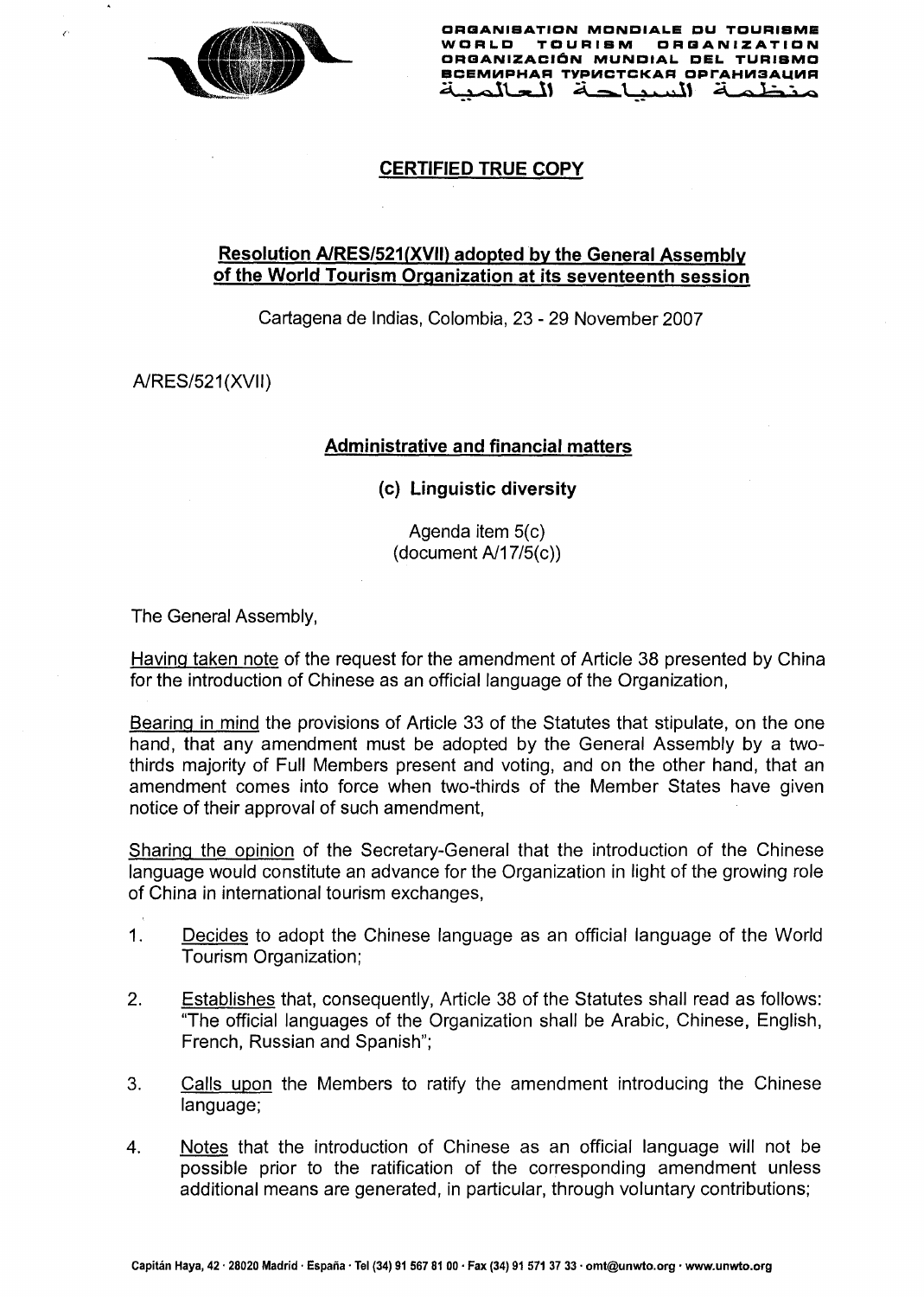ORGANISATION MONDIALE DU TOURISME
WORLD TOURISM ORGANIZATION
ORGANIZACIÓN MUNDIAL DEL TURISMO
ВСЕМИРНАЯ ТУРИСТСКАЯ ОРГАНИЗАЦИЯ
منظمة السياحة العالمية

## CERTIFIED TRUE COPY

## Resolution A/RES/521(XVII) adopted by the General Assembly of the World Tourism Organization at its seventeenth session

Cartagena de Indias, Colombia, 23 - 29 November 2007

A/RES/521(XVII)

### Administrative and financial matters

#### (c) Linguistic diversity

Agenda item 5(c)
(document A/17/5(c))

The General Assembly,

Having taken note of the request for the amendment of Article 38 presented by China for the introduction of Chinese as an official language of the Organization,

Bearing in mind the provisions of Article 33 of the Statutes that stipulate, on the one hand, that any amendment must be adopted by the General Assembly by a two-thirds majority of Full Members present and voting, and on the other hand, that an amendment comes into force when two-thirds of the Member States have given notice of their approval of such amendment,

Sharing the opinion of the Secretary-General that the introduction of the Chinese language would constitute an advance for the Organization in light of the growing role of China in international tourism exchanges,

1. Decides to adopt the Chinese language as an official language of the World Tourism Organization;

2. Establishes that, consequently, Article 38 of the Statutes shall read as follows: "The official languages of the Organization shall be Arabic, Chinese, English, French, Russian and Spanish";

3. Calls upon the Members to ratify the amendment introducing the Chinese language;

4. Notes that the introduction of Chinese as an official language will not be possible prior to the ratification of the corresponding amendment unless additional means are generated, in particular, through voluntary contributions;

Capitán Haya, 42 · 28020 Madrid · España · Tel (34) 91 567 81 00 · Fax (34) 91 571 37 33 · omt@unwto.org · www.unwto.org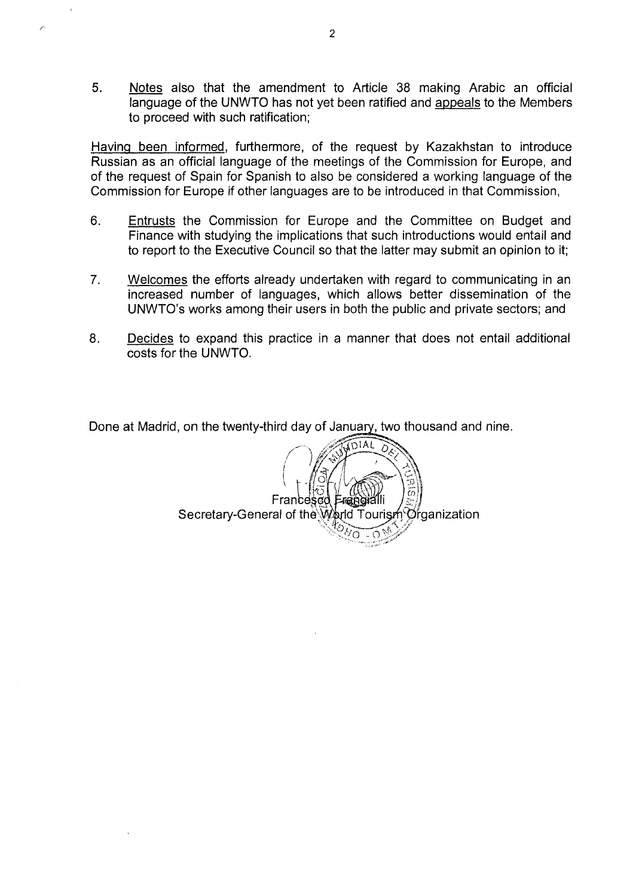5. Notes also that the amendment to Article 38 making Arabic an official language of the UNWTO has not yet been ratified and appeals to the Members to proceed with such ratification;

Having been informed, furthermore, of the request by Kazakhstan to introduce Russian as an official language of the meetings of the Commission for Europe, and of the request of Spain for Spanish to also be considered a working language of the Commission for Europe if other languages are to be introduced in that Commission,

6. Entrusts the Commission for Europe and the Committee on Budget and Finance with studying the implications that such introductions would entail and to report to the Executive Council so that the latter may submit an opinion to it;

7. Welcomes the efforts already undertaken with regard to communicating in an increased number of languages, which allows better dissemination of the UNWTO's works among their users in both the public and private sectors; and

8. Decides to expand this practice in a manner that does not entail additional costs for the UNWTO.

Done at Madrid, on the twenty-third day of January, two thousand and nine.

Francesco Frangialli
Secretary-General of the World Tourism Organization